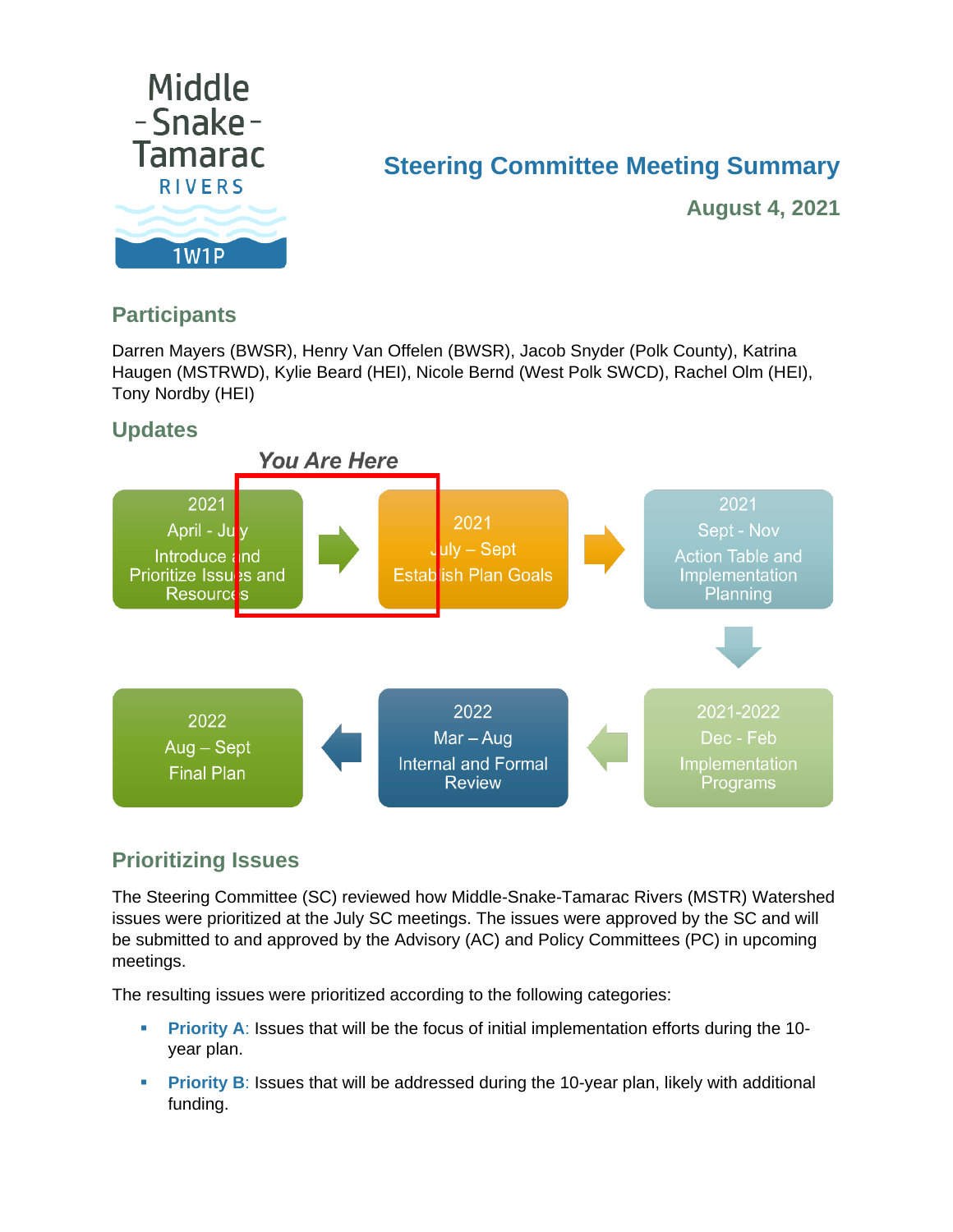Middle-Snake-Tamarac RIVERS 1W1P

# Steering Committee Meeting Summary

**August 4, 2021**

## Participants

Darren Mayers (BWSR), Henry Van Offelen (BWSR), Jacob Snyder (Polk County), Katrina Haugen (MSTRWD), Kylie Beard (HEI), Nicole Bernd (West Polk SWCD), Rachel Olm (HEI), Tony Nordby (HEI)

## Updates

*You Are Here*

- 2021 April - July: Introduce and Prioritize Issues and Resources
- 2021 July – Sept: Establish Plan Goals
- 2021 Sept - Nov: Action Table and Implementation Planning
- 2021-2022 Dec - Feb: Implementation Programs
- 2022 Mar – Aug: Internal and Formal Review
- 2022 Aug – Sept: Final Plan

## Prioritizing Issues

The Steering Committee (SC) reviewed how Middle-Snake-Tamarac Rivers (MSTR) Watershed issues were prioritized at the July SC meetings. The issues were approved by the SC and will be submitted to and approved by the Advisory (AC) and Policy Committees (PC) in upcoming meetings.

The resulting issues were prioritized according to the following categories:

- **Priority A**: Issues that will be the focus of initial implementation efforts during the 10-year plan.
- **Priority B**: Issues that will be addressed during the 10-year plan, likely with additional funding.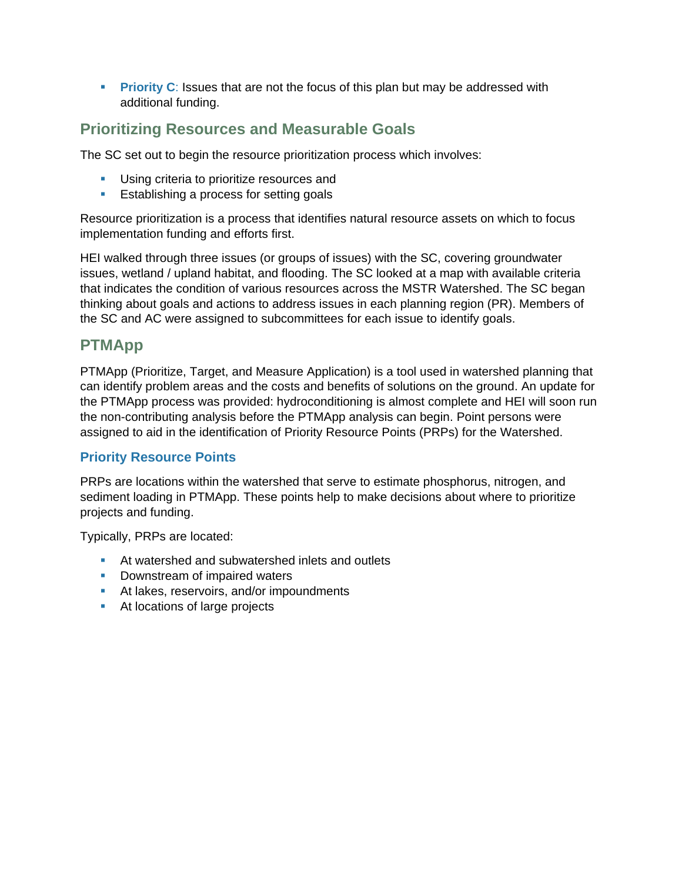- **Priority C**: Issues that are not the focus of this plan but may be addressed with additional funding.

## Prioritizing Resources and Measurable Goals

The SC set out to begin the resource prioritization process which involves:

- Using criteria to prioritize resources and
- Establishing a process for setting goals

Resource prioritization is a process that identifies natural resource assets on which to focus implementation funding and efforts first.

HEI walked through three issues (or groups of issues) with the SC, covering groundwater issues, wetland / upland habitat, and flooding. The SC looked at a map with available criteria that indicates the condition of various resources across the MSTR Watershed. The SC began thinking about goals and actions to address issues in each planning region (PR). Members of the SC and AC were assigned to subcommittees for each issue to identify goals.

## PTMApp

PTMApp (Prioritize, Target, and Measure Application) is a tool used in watershed planning that can identify problem areas and the costs and benefits of solutions on the ground. An update for the PTMApp process was provided: hydroconditioning is almost complete and HEI will soon run the non-contributing analysis before the PTMApp analysis can begin. Point persons were assigned to aid in the identification of Priority Resource Points (PRPs) for the Watershed.

### Priority Resource Points

PRPs are locations within the watershed that serve to estimate phosphorus, nitrogen, and sediment loading in PTMApp. These points help to make decisions about where to prioritize projects and funding.

Typically, PRPs are located:

- At watershed and subwatershed inlets and outlets
- Downstream of impaired waters
- At lakes, reservoirs, and/or impoundments
- At locations of large projects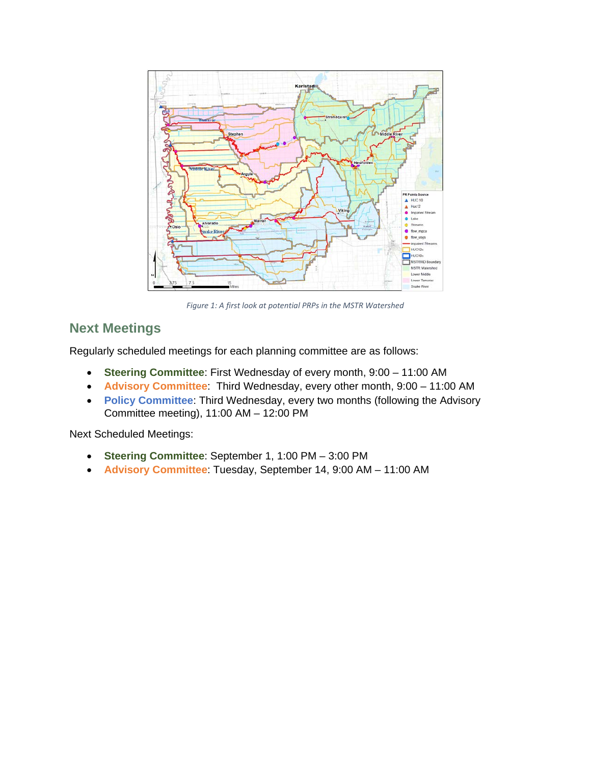Figure 1: A first look at potential PRPs in the MSTR Watershed

## Next Meetings

Regularly scheduled meetings for each planning committee are as follows:

- **Steering Committee**: First Wednesday of every month, 9:00 – 11:00 AM
- **Advisory Committee**: Third Wednesday, every other month, 9:00 – 11:00 AM
- **Policy Committee**: Third Wednesday, every two months (following the Advisory Committee meeting), 11:00 AM – 12:00 PM

Next Scheduled Meetings:

- **Steering Committee**: September 1, 1:00 PM – 3:00 PM
- **Advisory Committee**: Tuesday, September 14, 9:00 AM – 11:00 AM